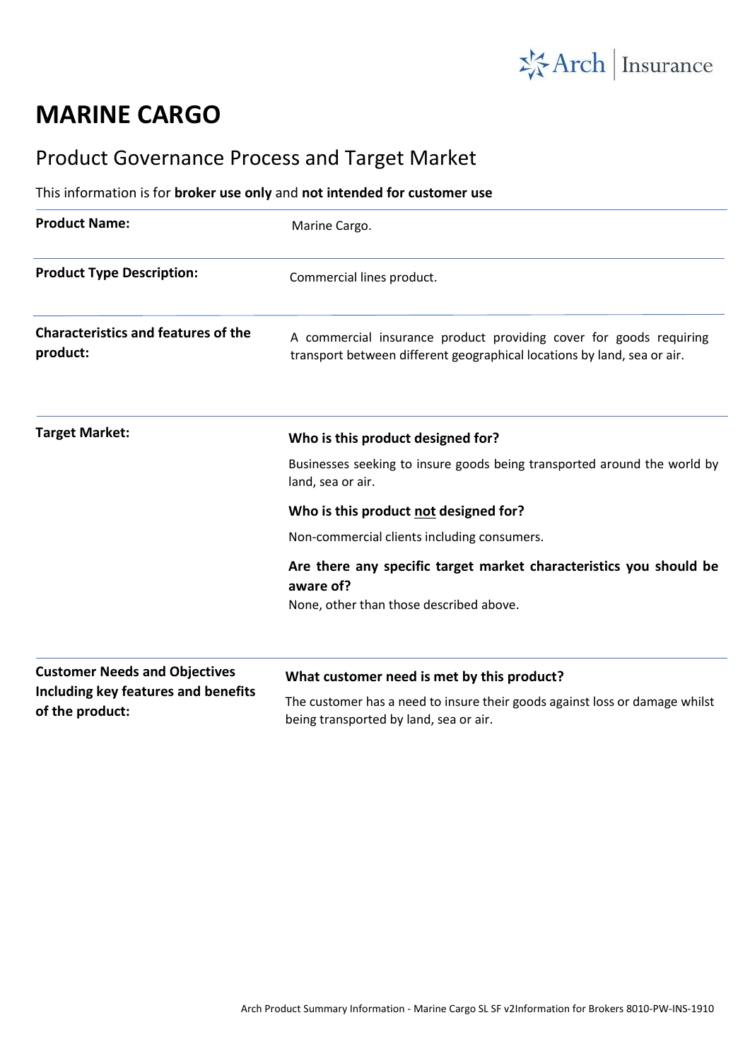# MARINE CARGO

## Product Governance Process and Target Market

This information is for **broker use only** and **not intended for customer use**

| | |
|---|---|
| **Product Name:** | Marine Cargo. |
| **Product Type Description:** | Commercial lines product. |
| **Characteristics and features of the product:** | A commercial insurance product providing cover for goods requiring transport between different geographical locations by land, sea or air. |
| **Target Market:** | **Who is this product designed for?**<br>Businesses seeking to insure goods being transported around the world by land, sea or air.<br>**Who is this product <u>not</u> designed for?**<br>Non-commercial clients including consumers.<br>**Are there any specific target market characteristics you should be aware of?**<br>None, other than those described above. |
| **Customer Needs and Objectives Including key features and benefits of the product:** | **What customer need is met by this product?**<br>The customer has a need to insure their goods against loss or damage whilst being transported by land, sea or air. |

Arch Product Summary Information - Marine Cargo SL SF v2Information for Brokers 8010-PW-INS-1910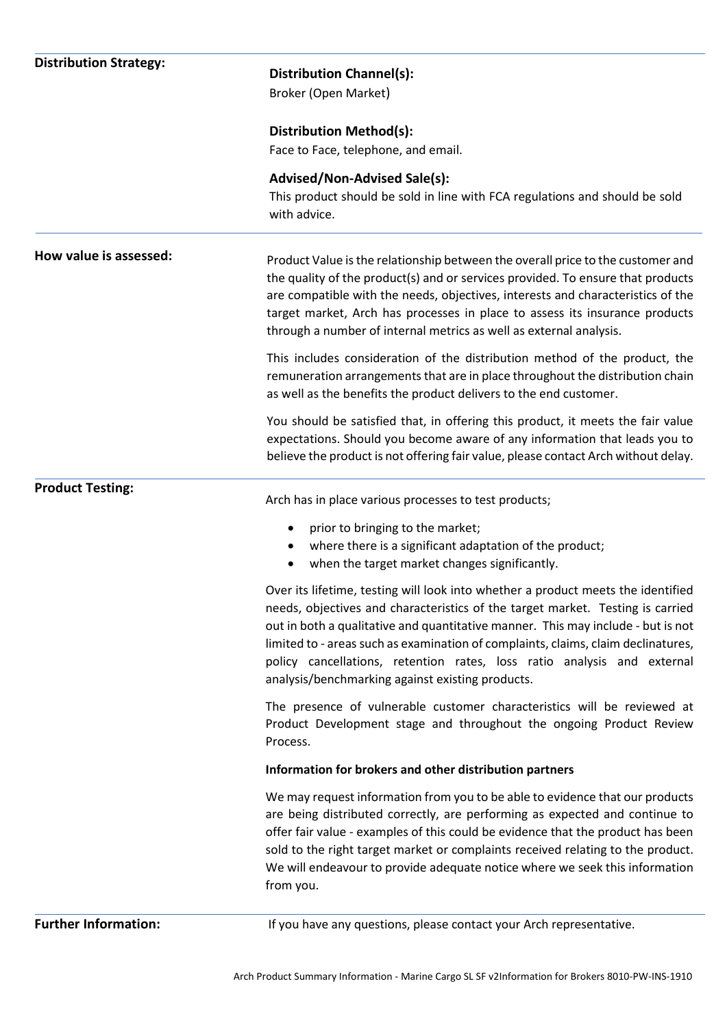**Distribution Strategy:**

**Distribution Channel(s):**
Broker (Open Market)

**Distribution Method(s):**
Face to Face, telephone, and email.

**Advised/Non-Advised Sale(s):**
This product should be sold in line with FCA regulations and should be sold with advice.

**How value is assessed:**

Product Value is the relationship between the overall price to the customer and the quality of the product(s) and or services provided. To ensure that products are compatible with the needs, objectives, interests and characteristics of the target market, Arch has processes in place to assess its insurance products through a number of internal metrics as well as external analysis.

This includes consideration of the distribution method of the product, the remuneration arrangements that are in place throughout the distribution chain as well as the benefits the product delivers to the end customer.

You should be satisfied that, in offering this product, it meets the fair value expectations. Should you become aware of any information that leads you to believe the product is not offering fair value, please contact Arch without delay.

**Product Testing:**

Arch has in place various processes to test products;

- prior to bringing to the market;
- where there is a significant adaptation of the product;
- when the target market changes significantly.

Over its lifetime, testing will look into whether a product meets the identified needs, objectives and characteristics of the target market. Testing is carried out in both a qualitative and quantitative manner. This may include - but is not limited to - areas such as examination of complaints, claims, claim declinatures, policy cancellations, retention rates, loss ratio analysis and external analysis/benchmarking against existing products.

The presence of vulnerable customer characteristics will be reviewed at Product Development stage and throughout the ongoing Product Review Process.

**Information for brokers and other distribution partners**

We may request information from you to be able to evidence that our products are being distributed correctly, are performing as expected and continue to offer fair value - examples of this could be evidence that the product has been sold to the right target market or complaints received relating to the product. We will endeavour to provide adequate notice where we seek this information from you.

**Further Information:**

If you have any questions, please contact your Arch representative.